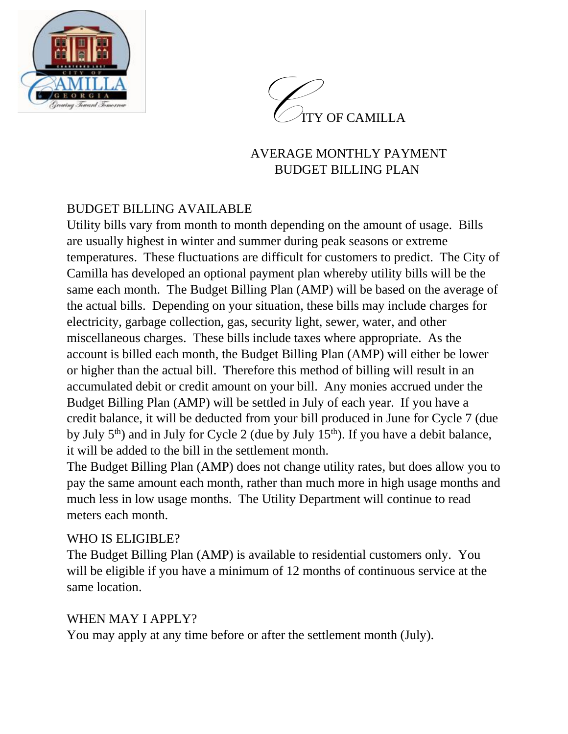# CITY OF CAMILLA

## AVERAGE MONTHLY PAYMENT BUDGET BILLING PLAN

### BUDGET BILLING AVAILABLE

Utility bills vary from month to month depending on the amount of usage. Bills are usually highest in winter and summer during peak seasons or extreme temperatures. These fluctuations are difficult for customers to predict. The City of Camilla has developed an optional payment plan whereby utility bills will be the same each month. The Budget Billing Plan (AMP) will be based on the average of the actual bills. Depending on your situation, these bills may include charges for electricity, garbage collection, gas, security light, sewer, water, and other miscellaneous charges. These bills include taxes where appropriate. As the account is billed each month, the Budget Billing Plan (AMP) will either be lower or higher than the actual bill. Therefore this method of billing will result in an accumulated debit or credit amount on your bill. Any monies accrued under the Budget Billing Plan (AMP) will be settled in July of each year. If you have a credit balance, it will be deducted from your bill produced in June for Cycle 7 (due by July 5th) and in July for Cycle 2 (due by July 15th). If you have a debit balance, it will be added to the bill in the settlement month.

The Budget Billing Plan (AMP) does not change utility rates, but does allow you to pay the same amount each month, rather than much more in high usage months and much less in low usage months. The Utility Department will continue to read meters each month.

### WHO IS ELIGIBLE?

The Budget Billing Plan (AMP) is available to residential customers only. You will be eligible if you have a minimum of 12 months of continuous service at the same location.

### WHEN MAY I APPLY?

You may apply at any time before or after the settlement month (July).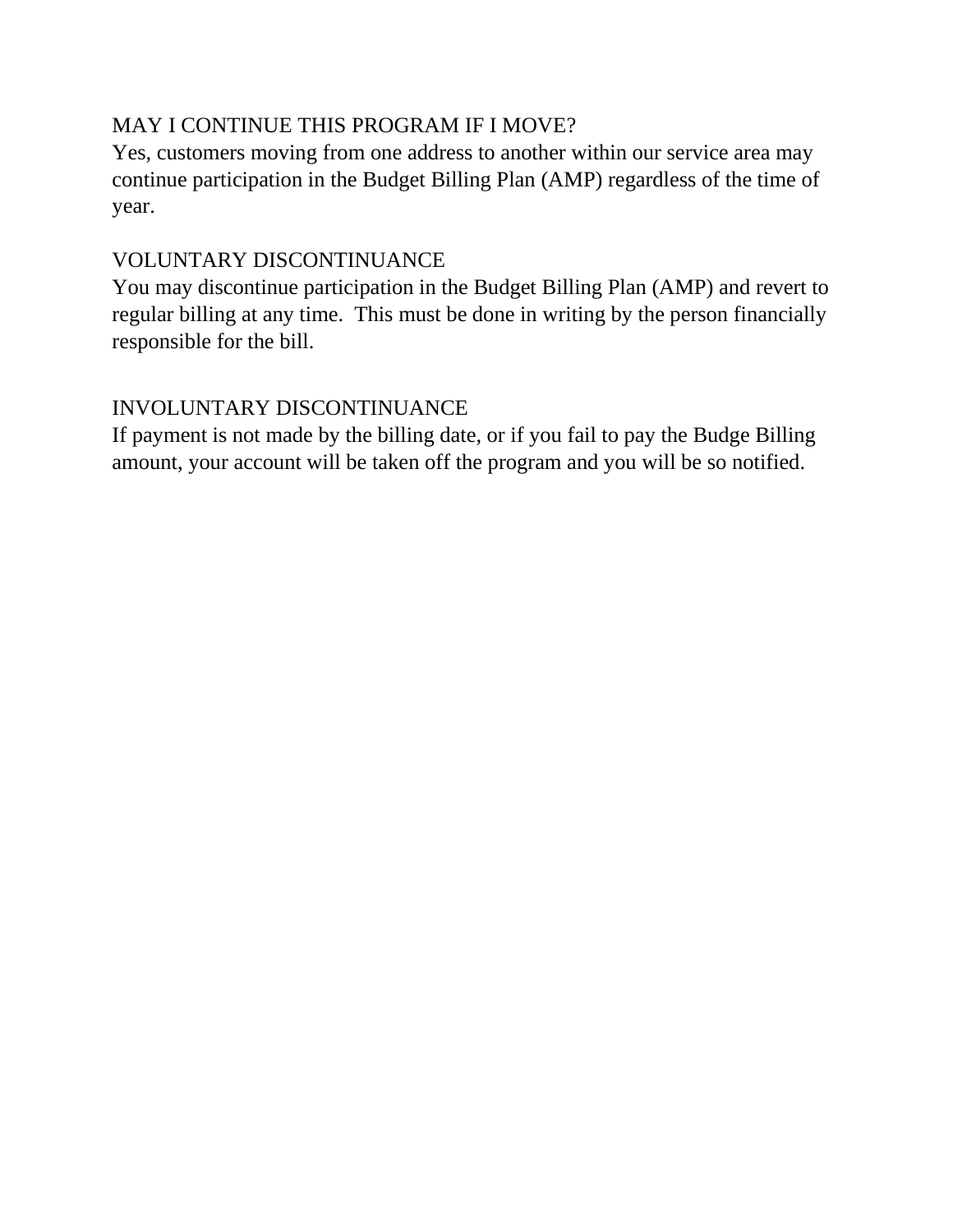## MAY I CONTINUE THIS PROGRAM IF I MOVE?

Yes, customers moving from one address to another within our service area may continue participation in the Budget Billing Plan (AMP) regardless of the time of year.

## VOLUNTARY DISCONTINUANCE

You may discontinue participation in the Budget Billing Plan (AMP) and revert to regular billing at any time. This must be done in writing by the person financially responsible for the bill.

## INVOLUNTARY DISCONTINUANCE

If payment is not made by the billing date, or if you fail to pay the Budge Billing amount, your account will be taken off the program and you will be so notified.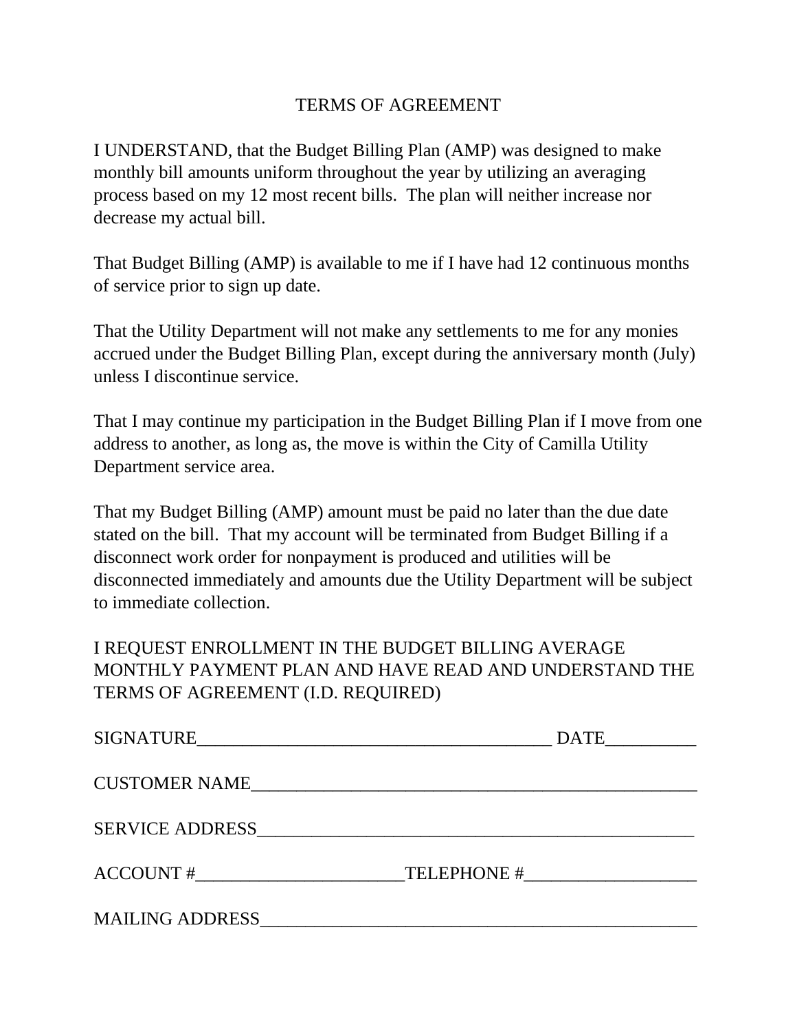# TERMS OF AGREEMENT

I UNDERSTAND, that the Budget Billing Plan (AMP) was designed to make monthly bill amounts uniform throughout the year by utilizing an averaging process based on my 12 most recent bills. The plan will neither increase nor decrease my actual bill.

That Budget Billing (AMP) is available to me if I have had 12 continuous months of service prior to sign up date.

That the Utility Department will not make any settlements to me for any monies accrued under the Budget Billing Plan, except during the anniversary month (July) unless I discontinue service.

That I may continue my participation in the Budget Billing Plan if I move from one address to another, as long as, the move is within the City of Camilla Utility Department service area.

That my Budget Billing (AMP) amount must be paid no later than the due date stated on the bill. That my account will be terminated from Budget Billing if a disconnect work order for nonpayment is produced and utilities will be disconnected immediately and amounts due the Utility Department will be subject to immediate collection.

I REQUEST ENROLLMENT IN THE BUDGET BILLING AVERAGE MONTHLY PAYMENT PLAN AND HAVE READ AND UNDERSTAND THE TERMS OF AGREEMENT (I.D. REQUIRED)

SIGNATURE_________________________________________ DATE__________

CUSTOMER NAME____________________________________________________

SERVICE ADDRESS__________________________________________________

ACCOUNT #________________________TELEPHONE #___________________

MAILING ADDRESS__________________________________________________